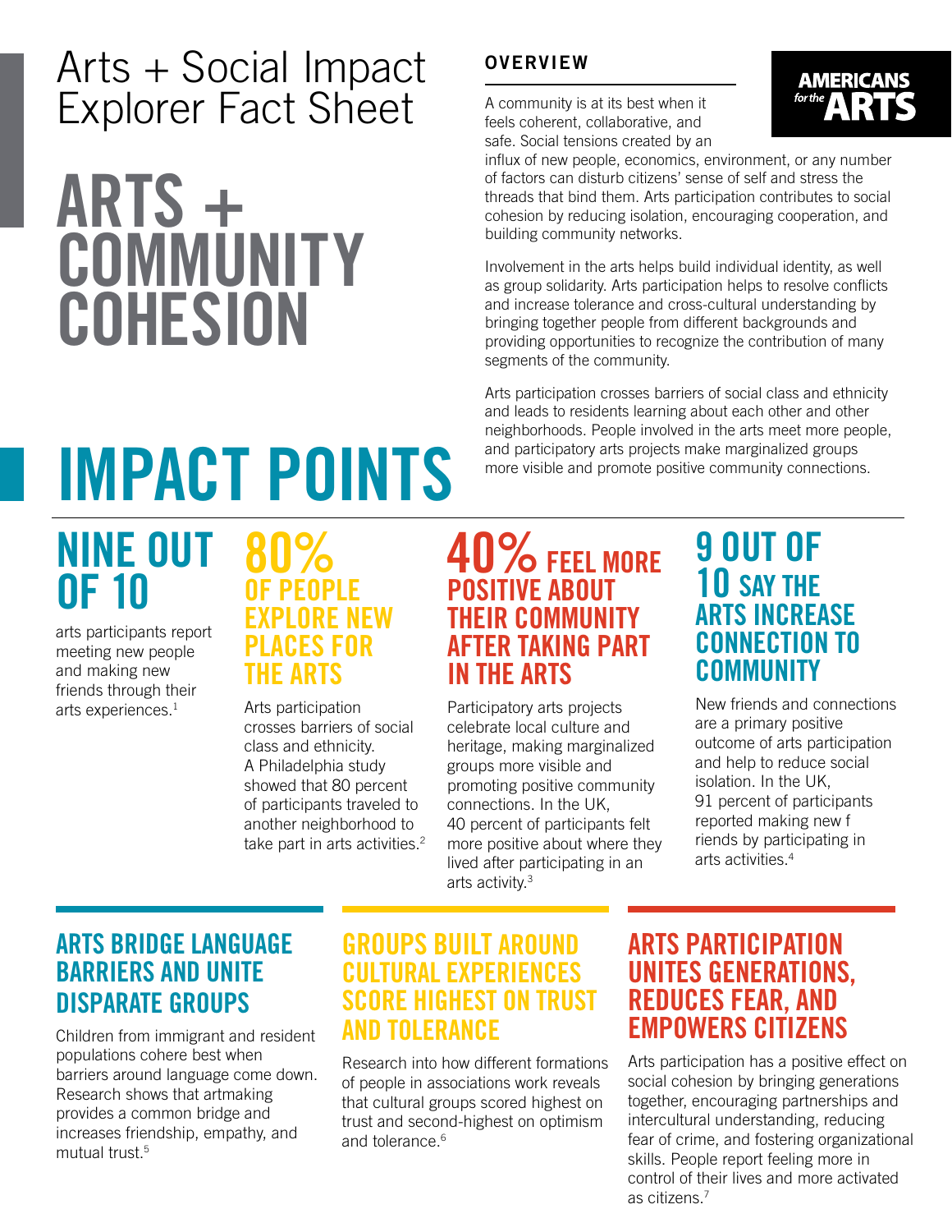# Arts + Social Impact Explorer Fact Sheet

AMERICANS for the ARTS

# ARTS + COMMUNITY COHESION

## OVERVIEW

A community is at its best when it feels coherent, collaborative, and safe. Social tensions created by an influx of new people, economics, environment, or any number of factors can disturb citizens' sense of self and stress the threads that bind them. Arts participation contributes to social cohesion by reducing isolation, encouraging cooperation, and building community networks.

Involvement in the arts helps build individual identity, as well as group solidarity. Arts participation helps to resolve conflicts and increase tolerance and cross-cultural understanding by bringing together people from different backgrounds and providing opportunities to recognize the contribution of many segments of the community.

Arts participation crosses barriers of social class and ethnicity and leads to residents learning about each other and other neighborhoods. People involved in the arts meet more people, and participatory arts projects make marginalized groups more visible and promote positive community connections.

# IMPACT POINTS

### NINE OUT OF 10

arts participants report meeting new people and making new friends through their arts experiences.[1]

### 80% OF PEOPLE EXPLORE NEW PLACES FOR THE ARTS

Arts participation crosses barriers of social class and ethnicity. A Philadelphia study showed that 80 percent of participants traveled to another neighborhood to take part in arts activities.[2]

### 40% FEEL MORE POSITIVE ABOUT THEIR COMMUNITY AFTER TAKING PART IN THE ARTS

Participatory arts projects celebrate local culture and heritage, making marginalized groups more visible and promoting positive community connections. In the UK, 40 percent of participants felt more positive about where they lived after participating in an arts activity.[3]

### 9 OUT OF 10 SAY THE ARTS INCREASE CONNECTION TO COMMUNITY

New friends and connections are a primary positive outcome of arts participation and help to reduce social isolation. In the UK, 91 percent of participants reported making new f riends by participating in arts activities.[4]

### ARTS BRIDGE LANGUAGE BARRIERS AND UNITE DISPARATE GROUPS

Children from immigrant and resident populations cohere best when barriers around language come down. Research shows that artmaking provides a common bridge and increases friendship, empathy, and mutual trust.[5]

### GROUPS BUILT AROUND CULTURAL EXPERIENCES SCORE HIGHEST ON TRUST AND TOLERANCE

Research into how different formations of people in associations work reveals that cultural groups scored highest on trust and second-highest on optimism and tolerance.[6]

### ARTS PARTICIPATION UNITES GENERATIONS, REDUCES FEAR, AND EMPOWERS CITIZENS

Arts participation has a positive effect on social cohesion by bringing generations together, encouraging partnerships and intercultural understanding, reducing fear of crime, and fostering organizational skills. People report feeling more in control of their lives and more activated as citizens.[7]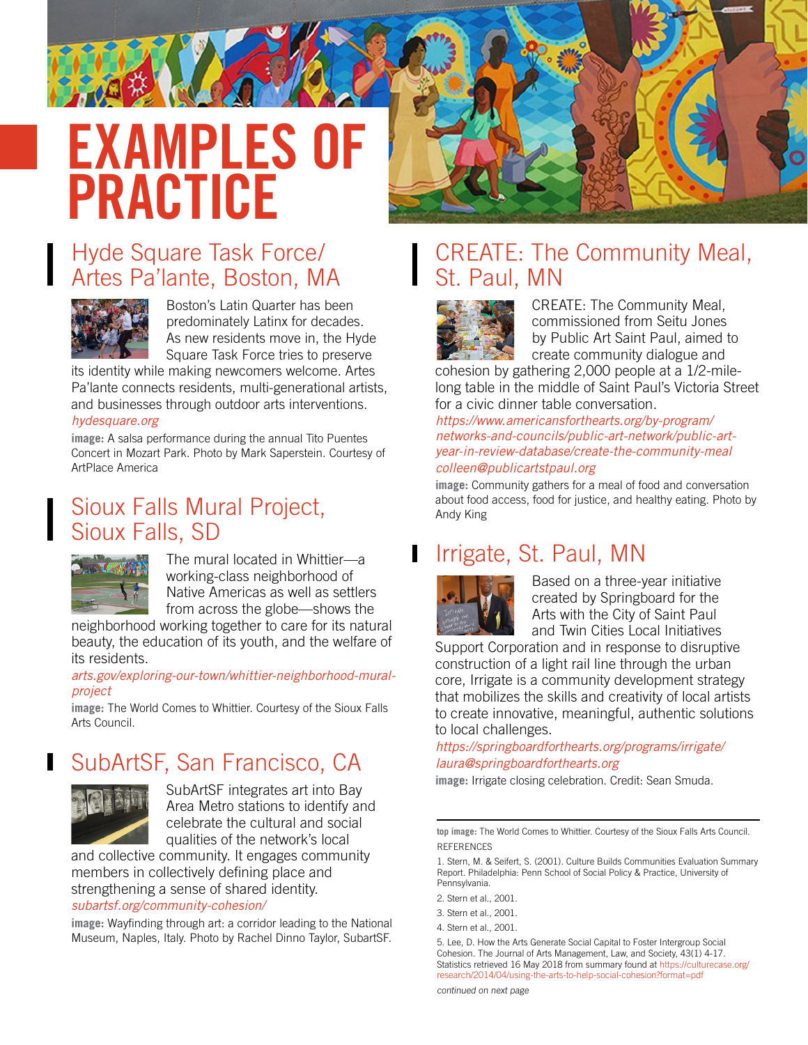# EXAMPLES OF PRACTICE

## Hyde Square Task Force/ Artes Pa'lante, Boston, MA

Boston's Latin Quarter has been predominately Latinx for decades. As new residents move in, the Hyde Square Task Force tries to preserve its identity while making newcomers welcome. Artes Pa'lante connects residents, multi-generational artists, and businesses through outdoor arts interventions.

*hydesquare.org*

**image:** A salsa performance during the annual Tito Puentes Concert in Mozart Park. Photo by Mark Saperstein. Courtesy of ArtPlace America

## Sioux Falls Mural Project, Sioux Falls, SD

The mural located in Whittier—a working-class neighborhood of Native Americas as well as settlers from across the globe—shows the neighborhood working together to care for its natural beauty, the education of its youth, and the welfare of its residents.

*arts.gov/exploring-our-town/whittier-neighborhood-mural-project*

**image:** The World Comes to Whittier. Courtesy of the Sioux Falls Arts Council.

## SubArtSF, San Francisco, CA

SubArtSF integrates art into Bay Area Metro stations to identify and celebrate the cultural and social qualities of the network's local and collective community. It engages community members in collectively defining place and strengthening a sense of shared identity.

*subartsf.org/community-cohesion/*

**image:** Wayfinding through art: a corridor leading to the National Museum, Naples, Italy. Photo by Rachel Dinno Taylor, SubartSF.

## CREATE: The Community Meal, St. Paul, MN

CREATE: The Community Meal, commissioned from Seitu Jones by Public Art Saint Paul, aimed to create community dialogue and cohesion by gathering 2,000 people at a 1/2-mile-long table in the middle of Saint Paul's Victoria Street for a civic dinner table conversation.

*https://www.americansforthearts.org/by-program/networks-and-councils/public-art-network/public-art-year-in-review-database/create-the-community-meal*
*colleen@publicartstpaul.org*

**image:** Community gathers for a meal of food and conversation about food access, food for justice, and healthy eating. Photo by Andy King

## Irrigate, St. Paul, MN

Based on a three-year initiative created by Springboard for the Arts with the City of Saint Paul and Twin Cities Local Initiatives Support Corporation and in response to disruptive construction of a light rail line through the urban core, Irrigate is a community development strategy that mobilizes the skills and creativity of local artists to create innovative, meaningful, authentic solutions to local challenges.

*https://springboardforthearts.org/programs/irrigate/*
*laura@springboardforthearts.org*

**image:** Irrigate closing celebration. Credit: Sean Smuda.

---

**top image:** The World Comes to Whittier. Courtesy of the Sioux Falls Arts Council.

REFERENCES

1. Stern, M. & Seifert, S. (2001). Culture Builds Communities Evaluation Summary Report. Philadelphia: Penn School of Social Policy & Practice, University of Pennsylvania.
2. Stern et al., 2001.
3. Stern et al., 2001.
4. Stern et al., 2001.
5. Lee, D. How the Arts Generate Social Capital to Foster Intergroup Social Cohesion. The Journal of Arts Management, Law, and Society, 43(1) 4-17. Statistics retrieved 16 May 2018 from summary found at https://culturecase.org/research/2014/04/using-the-arts-to-help-social-cohesion?format=pdf

*continued on next page*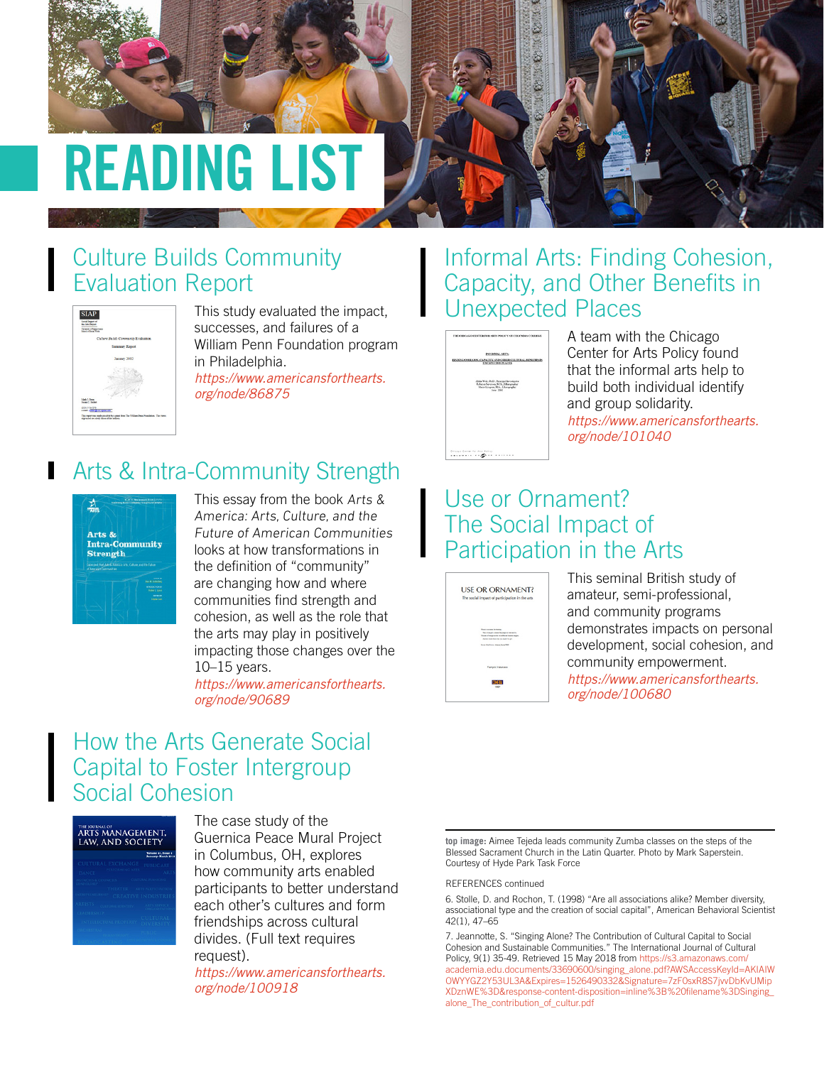# READING LIST

## Culture Builds Community Evaluation Report

This study evaluated the impact, successes, and failures of a William Penn Foundation program in Philadelphia.
*https://www.americansforthearts.org/node/86875*

## Arts & Intra-Community Strength

This essay from the book *Arts & America: Arts, Culture, and the Future of American Communities* looks at how transformations in the definition of "community" are changing how and where communities find strength and cohesion, as well as the role that the arts may play in positively impacting those changes over the 10–15 years.
*https://www.americansforthearts.org/node/90689*

## How the Arts Generate Social Capital to Foster Intergroup Social Cohesion

The case study of the Guernica Peace Mural Project in Columbus, OH, explores how community arts enabled participants to better understand each other's cultures and form friendships across cultural divides. (Full text requires request).
*https://www.americansforthearts.org/node/100918*

## Informal Arts: Finding Cohesion, Capacity, and Other Benefits in Unexpected Places

A team with the Chicago Center for Arts Policy found that the informal arts help to build both individual identify and group solidarity.
*https://www.americansforthearts.org/node/101040*

## Use or Ornament? The Social Impact of Participation in the Arts

This seminal British study of amateur, semi-professional, and community programs demonstrates impacts on personal development, social cohesion, and community empowerment.
*https://www.americansforthearts.org/node/100680*

---

**top image:** Aimee Tejeda leads community Zumba classes on the steps of the Blessed Sacrament Church in the Latin Quarter. Photo by Mark Saperstein. Courtesy of Hyde Park Task Force

REFERENCES continued

6. Stolle, D. and Rochon, T. (1998) "Are all associations alike? Member diversity, associational type and the creation of social capital", American Behavioral Scientist 42(1), 47–65

7. Jeannotte, S. "Singing Alone? The Contribution of Cultural Capital to Social Cohesion and Sustainable Communities." The International Journal of Cultural Policy, 9(1) 35-49. Retrieved 15 May 2018 from https://s3.amazonaws.com/academia.edu.documents/33690600/singing_alone.pdf?AWSAccessKeyId=AKIAIWOWYYGZ2Y53UL3A&Expires=1526490332&Signature=7zF0sxR8S7jvwDbKvUMipXDznWE%3D&response-content-disposition=inline%3B%20filename%3DSinging_alone_The_contribution_of_cultur.pdf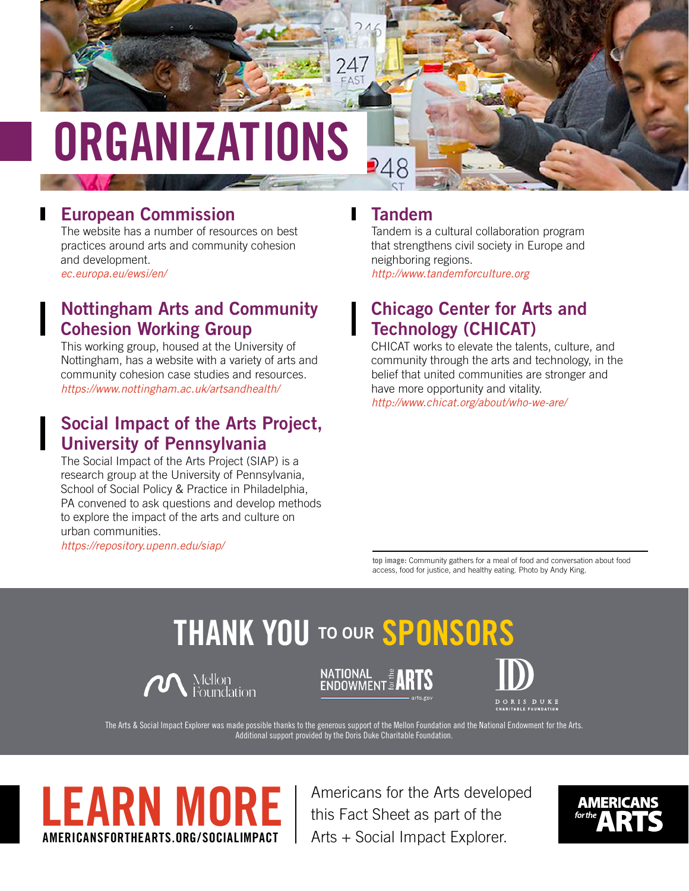# ORGANIZATIONS

## European Commission

The website has a number of resources on best practices around arts and community cohesion and development.
*ec.europa.eu/ewsi/en/*

## Nottingham Arts and Community Cohesion Working Group

This working group, housed at the University of Nottingham, has a website with a variety of arts and community cohesion case studies and resources.
*https://www.nottingham.ac.uk/artsandhealth/*

## Social Impact of the Arts Project, University of Pennsylvania

The Social Impact of the Arts Project (SIAP) is a research group at the University of Pennsylvania, School of Social Policy & Practice in Philadelphia, PA convened to ask questions and develop methods to explore the impact of the arts and culture on urban communities.
*https://repository.upenn.edu/siap/*

## Tandem

Tandem is a cultural collaboration program that strengthens civil society in Europe and neighboring regions.
*http://www.tandemforculture.org*

## Chicago Center for Arts and Technology (CHICAT)

CHICAT works to elevate the talents, culture, and community through the arts and technology, in the belief that united communities are stronger and have more opportunity and vitality.
*http://www.chicat.org/about/who-we-are/*

**top image:** Community gathers for a meal of food and conversation about food access, food for justice, and healthy eating. Photo by Andy King.

## THANK YOU TO OUR SPONSORS

Mellon Foundation

NATIONAL ENDOWMENT for the ARTS
arts.gov

DORIS DUKE CHARITABLE FOUNDATION

The Arts & Social Impact Explorer was made possible thanks to the generous support of the Mellon Foundation and the National Endowment for the Arts. Additional support provided by the Doris Duke Charitable Foundation.

## LEARN MORE

AMERICANSFORTHEARTS.ORG/SOCIALIMPACT

Americans for the Arts developed this Fact Sheet as part of the Arts + Social Impact Explorer.

AMERICANS for the ARTS